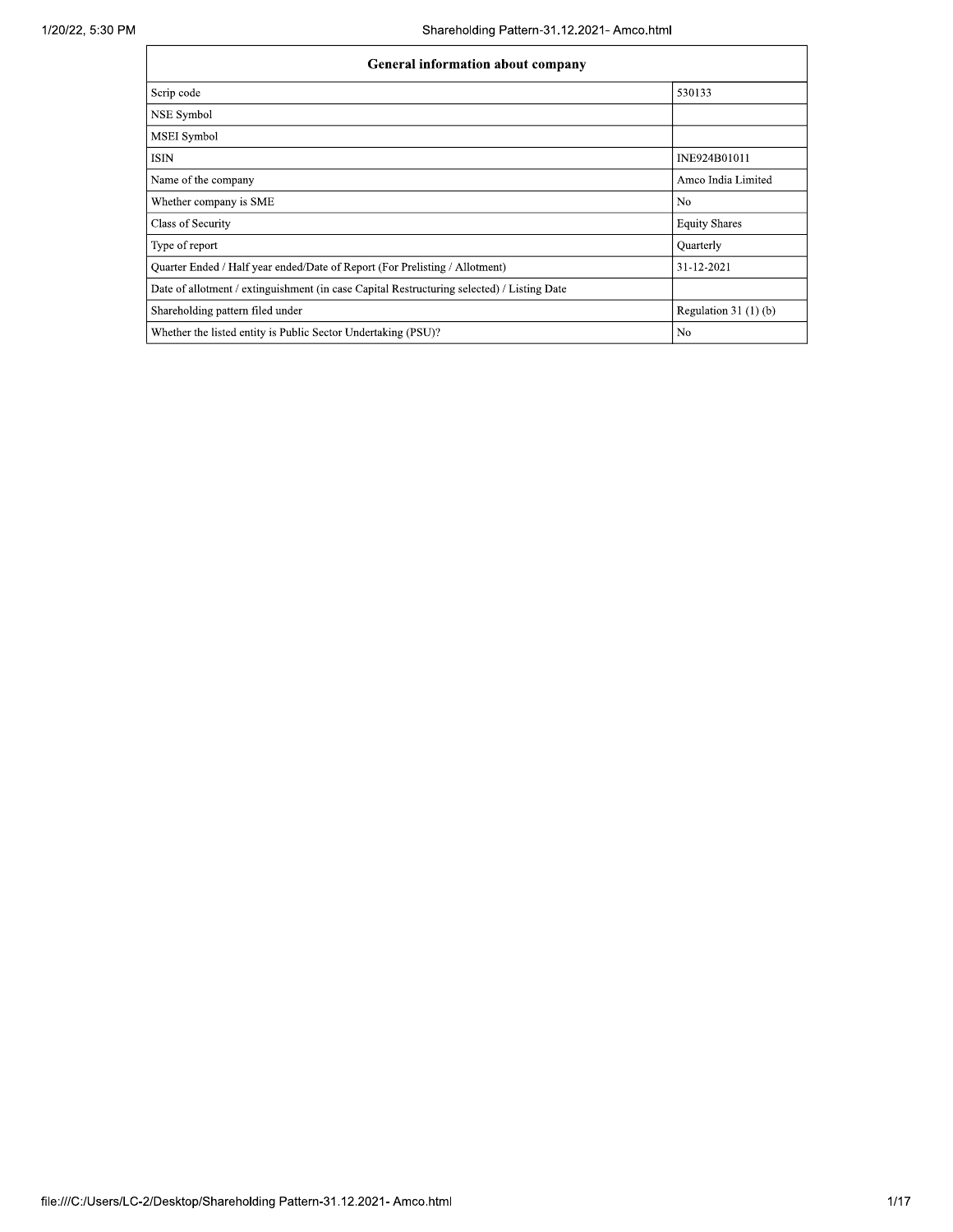| General information about company | |
|---|---|
| Scrip code | 530133 |
| NSE Symbol | |
| MSEI Symbol | |
| ISIN | INE924B01011 |
| Name of the company | Amco India Limited |
| Whether company is SME | No |
| Class of Security | Equity Shares |
| Type of report | Quarterly |
| Quarter Ended / Half year ended/Date of Report (For Prelisting / Allotment) | 31-12-2021 |
| Date of allotment / extinguishment (in case Capital Restructuring selected) / Listing Date | |
| Shareholding pattern filed under | Regulation 31 (1) (b) |
| Whether the listed entity is Public Sector Undertaking (PSU)? | No |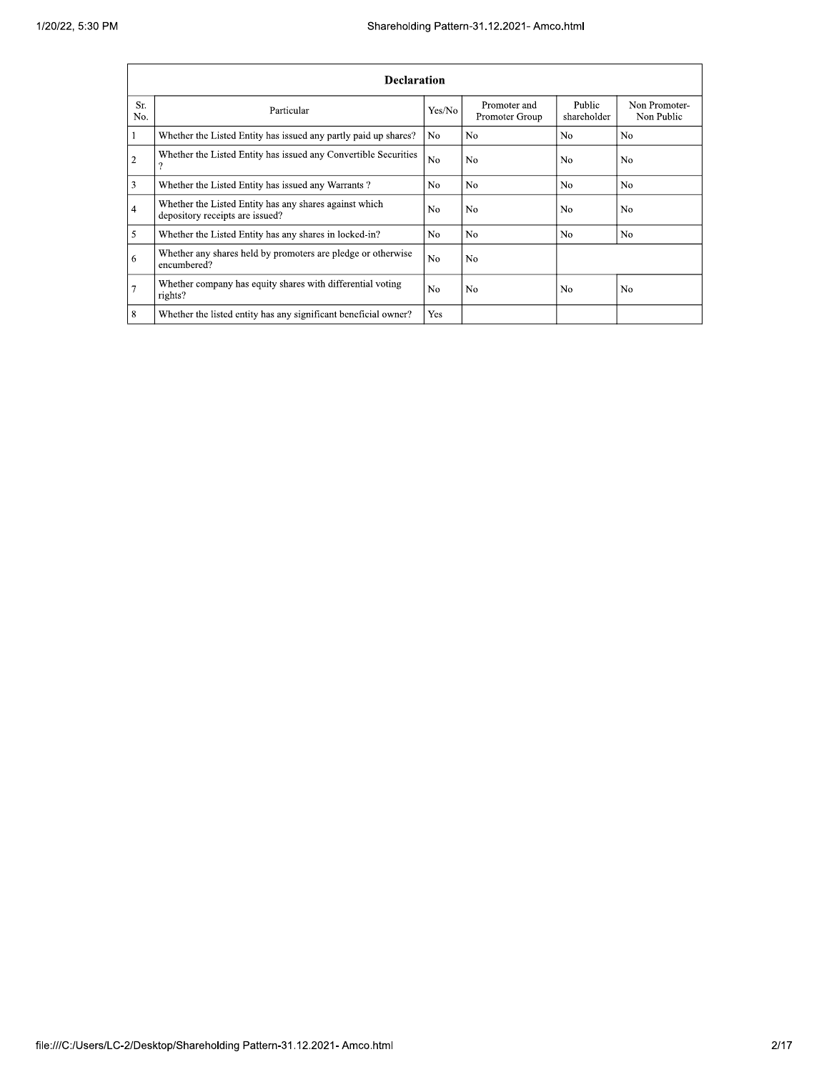| Declaration | | | | | |
|---|---|---|---|---|---|
| Sr. No. | Particular | Yes/No | Promoter and Promoter Group | Public shareholder | Non Promoter- Non Public |
| 1 | Whether the Listed Entity has issued any partly paid up shares? | No | No | No | No |
| 2 | Whether the Listed Entity has issued any Convertible Securities ? | No | No | No | No |
| 3 | Whether the Listed Entity has issued any Warrants ? | No | No | No | No |
| 4 | Whether the Listed Entity has any shares against which depository receipts are issued? | No | No | No | No |
| 5 | Whether the Listed Entity has any shares in locked-in? | No | No | No | No |
| 6 | Whether any shares held by promoters are pledge or otherwise encumbered? | No | No | | |
| 7 | Whether company has equity shares with differential voting rights? | No | No | No | No |
| 8 | Whether the listed entity has any significant beneficial owner? | Yes | | | |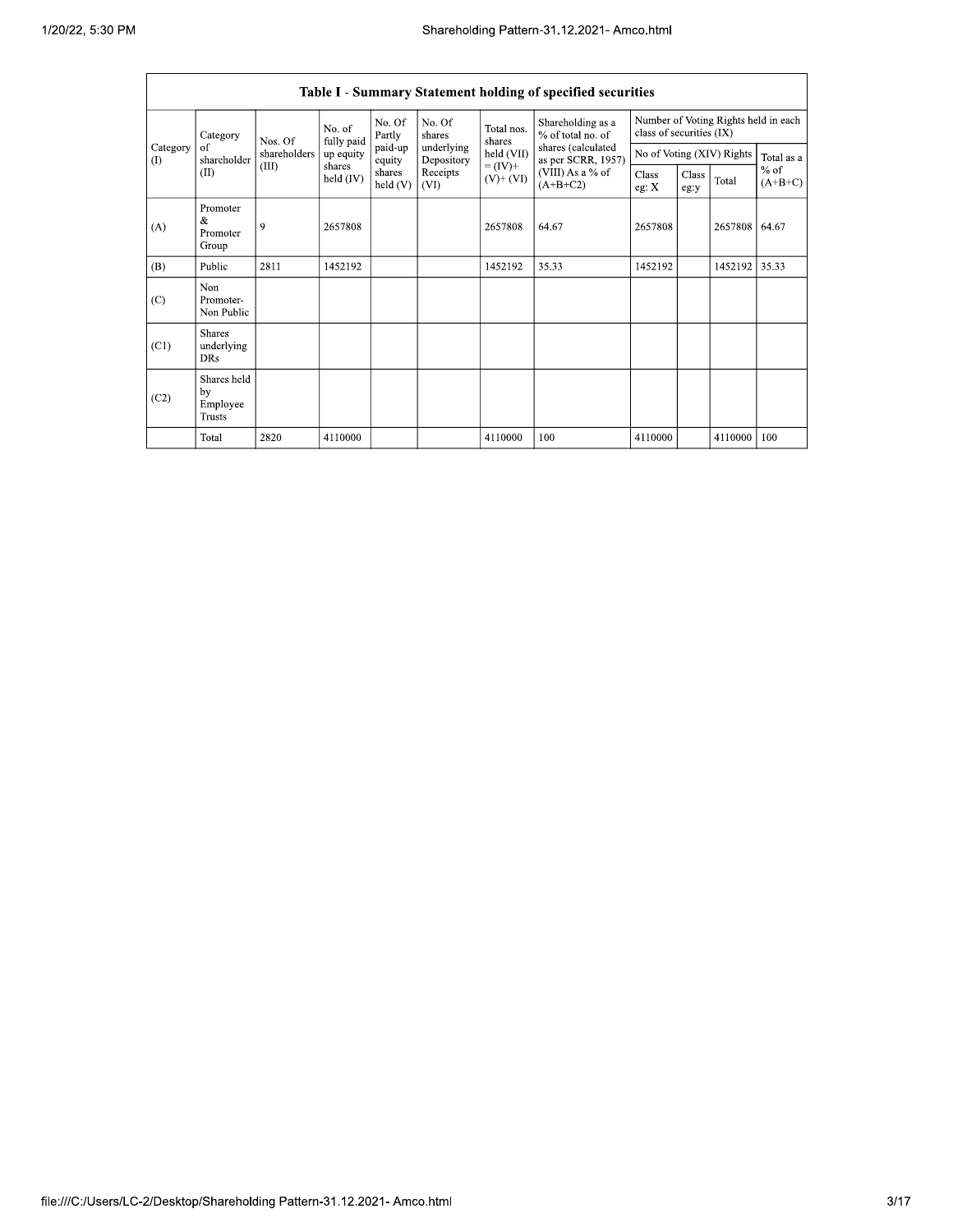| Table I - Summary Statement holding of specified securities | | | | | | | | | | | | |
|---|---|---|---|---|---|---|---|---|---|---|---|---|
| Category (I) | Category of shareholder (II) | Nos. Of shareholders (III) | No. of fully paid up equity shares held (IV) | No. Of Partly paid-up equity shares held (V) | No. Of shares underlying Depository Receipts (VI) | Total nos. shares held (VII) = (IV)+ (V)+ (VI) | Shareholding as a % of total no. of shares (calculated as per SCRR, 1957) (VIII) As a % of (A+B+C2) | Number of Voting Rights held in each class of securities (IX) | | | |
| | | | | | | | | No of Voting (XIV) Rights | | | Total as a % of (A+B+C) |
| | | | | | | | | Class eg: X | Class eg:y | Total | |
| (A) | Promoter & Promoter Group | 9 | 2657808 | | | 2657808 | 64.67 | 2657808 | | 2657808 | 64.67 |
| (B) | Public | 2811 | 1452192 | | | 1452192 | 35.33 | 1452192 | | 1452192 | 35.33 |
| (C) | Non Promoter- Non Public | | | | | | | | | | |
| (C1) | Shares underlying DRs | | | | | | | | | | |
| (C2) | Shares held by Employee Trusts | | | | | | | | | | |
| | Total | 2820 | 4110000 | | | 4110000 | 100 | 4110000 | | 4110000 | 100 |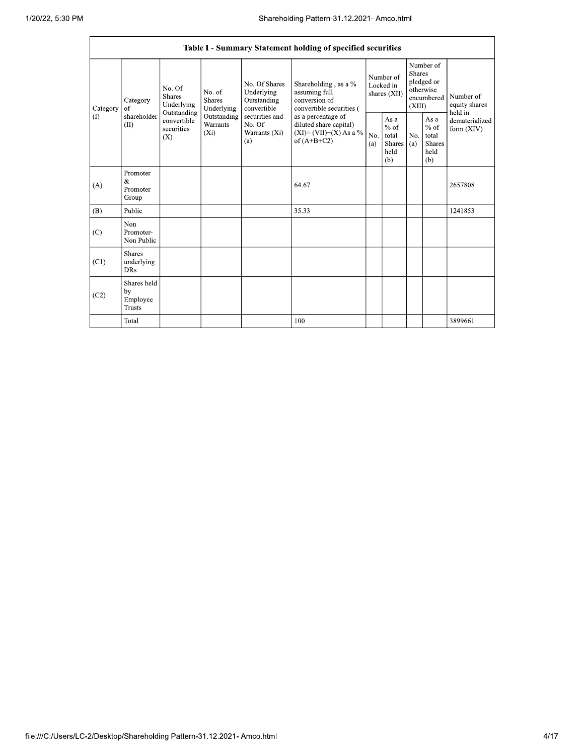| Table I - Summary Statement holding of specified securities | | | | | | | | | | |
|---|---|---|---|---|---|---|---|---|---|---|
| Category (I) | Category of shareholder (II) | No. Of Shares Underlying Outstanding convertible securities (X) | No. of Shares Underlying Outstanding Warrants (Xi) | No. Of Shares Underlying Outstanding convertible securities and No. Of Warrants (Xi) (a) | Shareholding , as a % assuming full conversion of convertible securities ( as a percentage of diluted share capital) (XI)= (VII)+(X) As a % of (A+B+C2) | Number of Locked in shares (XII) | | Number of Shares pledged or otherwise encumbered (XIII) | | Number of equity shares held in dematerialized form (XIV) |
| | | | | | | No. (a) | As a % of total Shares held (b) | No. (a) | As a % of total Shares held (b) | |
| (A) | Promoter & Promoter Group | | | | 64.67 | | | | | 2657808 |
| (B) | Public | | | | 35.33 | | | | | 1241853 |
| (C) | Non Promoter- Non Public | | | | | | | | | |
| (C1) | Shares underlying DRs | | | | | | | | | |
| (C2) | Shares held by Employee Trusts | | | | | | | | | |
| | Total | | | | 100 | | | | | 3899661 |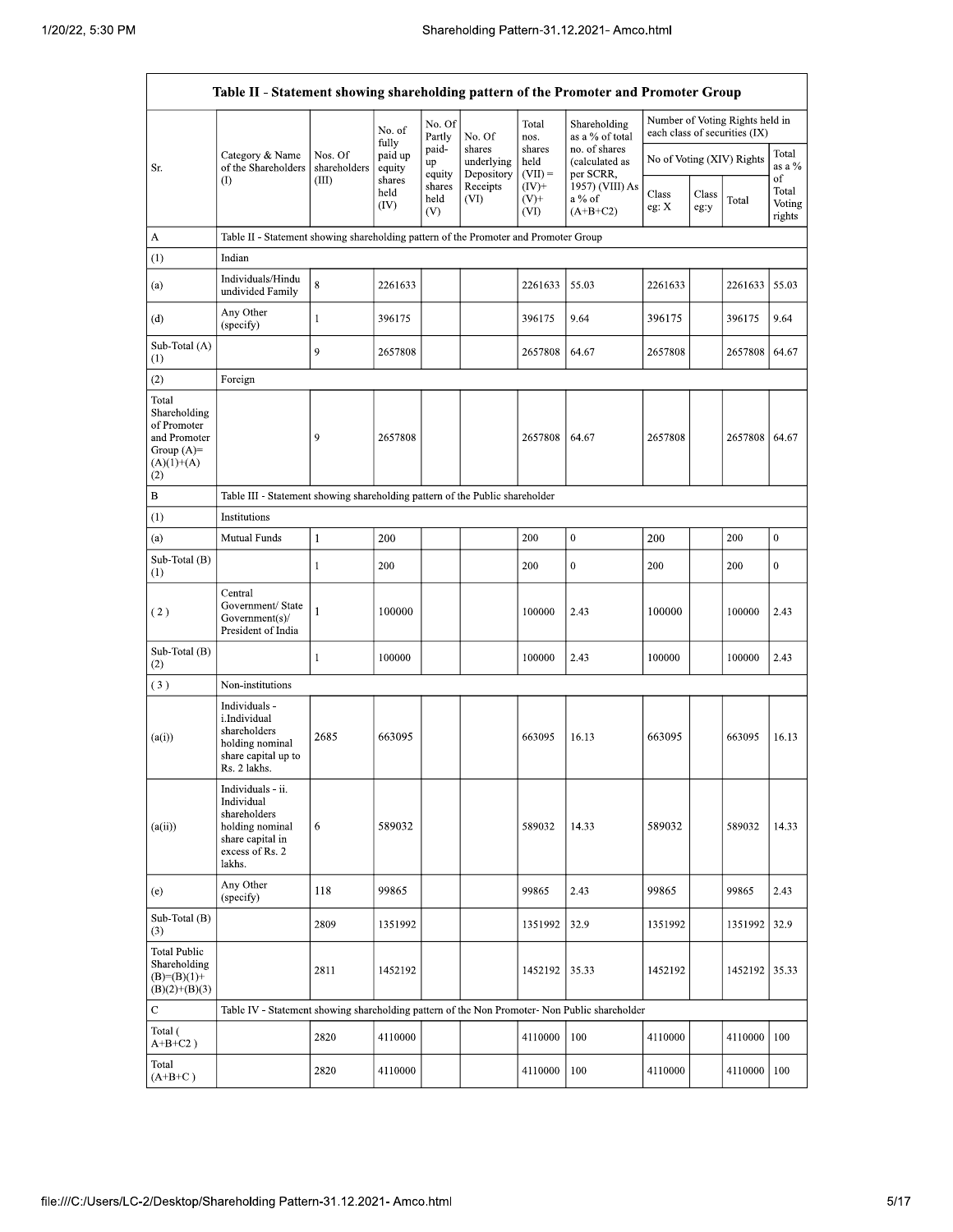| Table II - Statement showing shareholding pattern of the Promoter and Promoter Group | | | | | | | | | | | |
|---|---|---|---|---|---|---|---|---|---|---|---|
| Sr. | Category & Name of the Shareholders (I) | Nos. Of shareholders (III) | No. of fully paid up equity shares held (IV) | No. Of Partly paid-up equity shares held (V) | No. Of shares underlying Depository Receipts (VI) | Total nos. shares held (VII) = (IV)+ (V)+ (VI) | Shareholding as a % of total no. of shares (calculated as per SCRR, 1957) (VIII) As a % of (A+B+C2) | Number of Voting Rights held in each class of securities (IX) | | | |
| | | | | | | | | No of Voting (XIV) Rights | | | Total as a % of Total Voting rights |
| | | | | | | | | Class eg: X | Class eg:y | Total | |
| A | Table II - Statement showing shareholding pattern of the Promoter and Promoter Group | | | | | | | | | | |
| (1) | Indian | | | | | | | | | | |
| (a) | Individuals/Hindu undivided Family | 8 | 2261633 | | | 2261633 | 55.03 | 2261633 | | 2261633 | 55.03 |
| (d) | Any Other (specify) | 1 | 396175 | | | 396175 | 9.64 | 396175 | | 396175 | 9.64 |
| Sub-Total (A) (1) | | 9 | 2657808 | | | 2657808 | 64.67 | 2657808 | | 2657808 | 64.67 |
| (2) | Foreign | | | | | | | | | | |
| Total Shareholding of Promoter and Promoter Group (A)= (A)(1)+(A) (2) | | 9 | 2657808 | | | 2657808 | 64.67 | 2657808 | | 2657808 | 64.67 |
| B | Table III - Statement showing shareholding pattern of the Public shareholder | | | | | | | | | | |
| (1) | Institutions | | | | | | | | | | |
| (a) | Mutual Funds | 1 | 200 | | | 200 | 0 | 200 | | 200 | 0 |
| Sub-Total (B) (1) | | 1 | 200 | | | 200 | 0 | 200 | | 200 | 0 |
| (2) | Central Government/ State Government(s)/ President of India | 1 | 100000 | | | 100000 | 2.43 | 100000 | | 100000 | 2.43 |
| Sub-Total (B) (2) | | 1 | 100000 | | | 100000 | 2.43 | 100000 | | 100000 | 2.43 |
| (3) | Non-institutions | | | | | | | | | | |
| (a(i)) | Individuals - i.Individual shareholders holding nominal share capital up to Rs. 2 lakhs. | 2685 | 663095 | | | 663095 | 16.13 | 663095 | | 663095 | 16.13 |
| (a(ii)) | Individuals - ii. Individual shareholders holding nominal share capital in excess of Rs. 2 lakhs. | 6 | 589032 | | | 589032 | 14.33 | 589032 | | 589032 | 14.33 |
| (e) | Any Other (specify) | 118 | 99865 | | | 99865 | 2.43 | 99865 | | 99865 | 2.43 |
| Sub-Total (B) (3) | | 2809 | 1351992 | | | 1351992 | 32.9 | 1351992 | | 1351992 | 32.9 |
| Total Public Shareholding (B)=(B)(1)+ (B)(2)+(B)(3) | | 2811 | 1452192 | | | 1452192 | 35.33 | 1452192 | | 1452192 | 35.33 |
| C | Table IV - Statement showing shareholding pattern of the Non Promoter- Non Public shareholder | | | | | | | | | | |
| Total ( A+B+C2 ) | | 2820 | 4110000 | | | 4110000 | 100 | 4110000 | | 4110000 | 100 |
| Total (A+B+C ) | | 2820 | 4110000 | | | 4110000 | 100 | 4110000 | | 4110000 | 100 |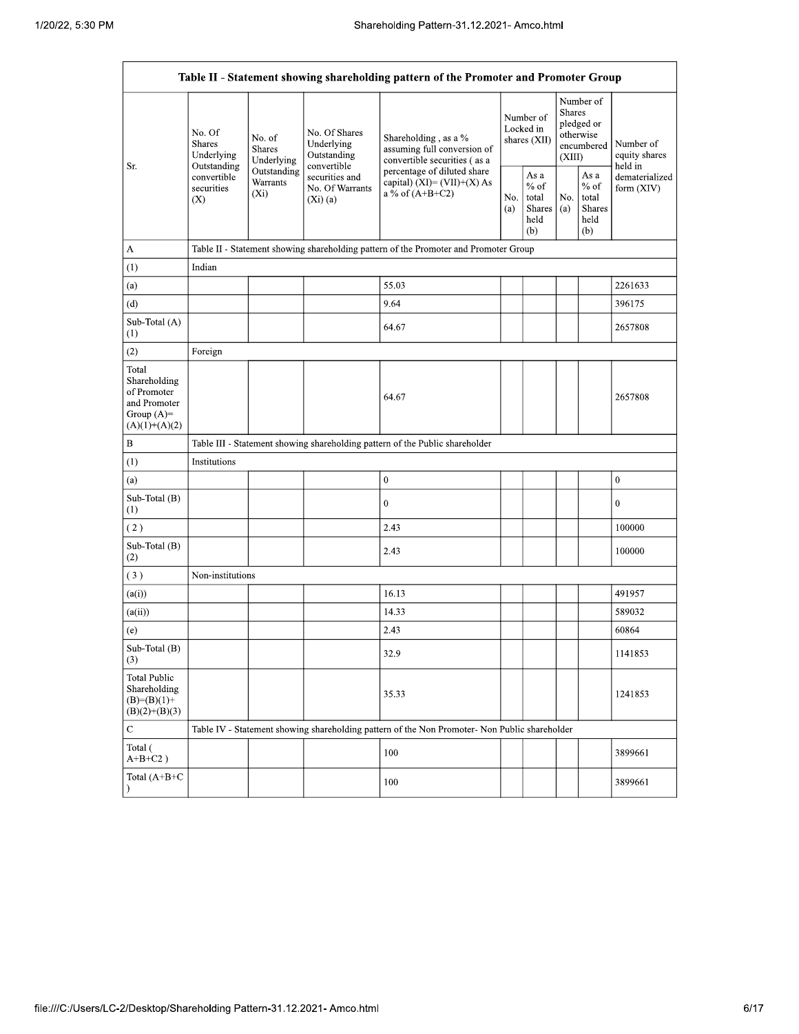| Table II - Statement showing shareholding pattern of the Promoter and Promoter Group | | | | | | | | | |
|---|---|---|---|---|---|---|---|---|---|
| Sr. | No. Of Shares Underlying Outstanding convertible securities (X) | No. of Shares Underlying Outstanding Warrants (Xi) | No. Of Shares Underlying Outstanding convertible securities and No. Of Warrants (Xi) (a) | Shareholding , as a % assuming full conversion of convertible securities ( as a percentage of diluted share capital) (XI)= (VII)+(X) As a % of (A+B+C2) | Number of Locked in shares (XII) | | Number of Shares pledged or otherwise encumbered (XIII) | | Number of equity shares held in dematerialized form (XIV) |
| | | | | | No. (a) | As a % of total Shares held (b) | No. (a) | As a % of total Shares held (b) | |
| A | Table II - Statement showing shareholding pattern of the Promoter and Promoter Group | | | | | | | | |
| (1) | Indian | | | | | | | | |
| (a) | | | | 55.03 | | | | | 2261633 |
| (d) | | | | 9.64 | | | | | 396175 |
| Sub-Total (A) (1) | | | | 64.67 | | | | | 2657808 |
| (2) | Foreign | | | | | | | | |
| Total Shareholding of Promoter and Promoter Group (A)= (A)(1)+(A)(2) | | | | 64.67 | | | | | 2657808 |
| B | Table III - Statement showing shareholding pattern of the Public shareholder | | | | | | | | |
| (1) | Institutions | | | | | | | | |
| (a) | | | | 0 | | | | | 0 |
| Sub-Total (B) (1) | | | | 0 | | | | | 0 |
| ( 2 ) | | | | 2.43 | | | | | 100000 |
| Sub-Total (B) (2) | | | | 2.43 | | | | | 100000 |
| ( 3 ) | Non-institutions | | | | | | | | |
| (a(i)) | | | | 16.13 | | | | | 491957 |
| (a(ii)) | | | | 14.33 | | | | | 589032 |
| (e) | | | | 2.43 | | | | | 60864 |
| Sub-Total (B) (3) | | | | 32.9 | | | | | 1141853 |
| Total Public Shareholding (B)=(B)(1)+(B)(2)+(B)(3) | | | | 35.33 | | | | | 1241853 |
| C | Table IV - Statement showing shareholding pattern of the Non Promoter- Non Public shareholder | | | | | | | | |
| Total ( A+B+C2 ) | | | | 100 | | | | | 3899661 |
| Total (A+B+C ) | | | | 100 | | | | | 3899661 |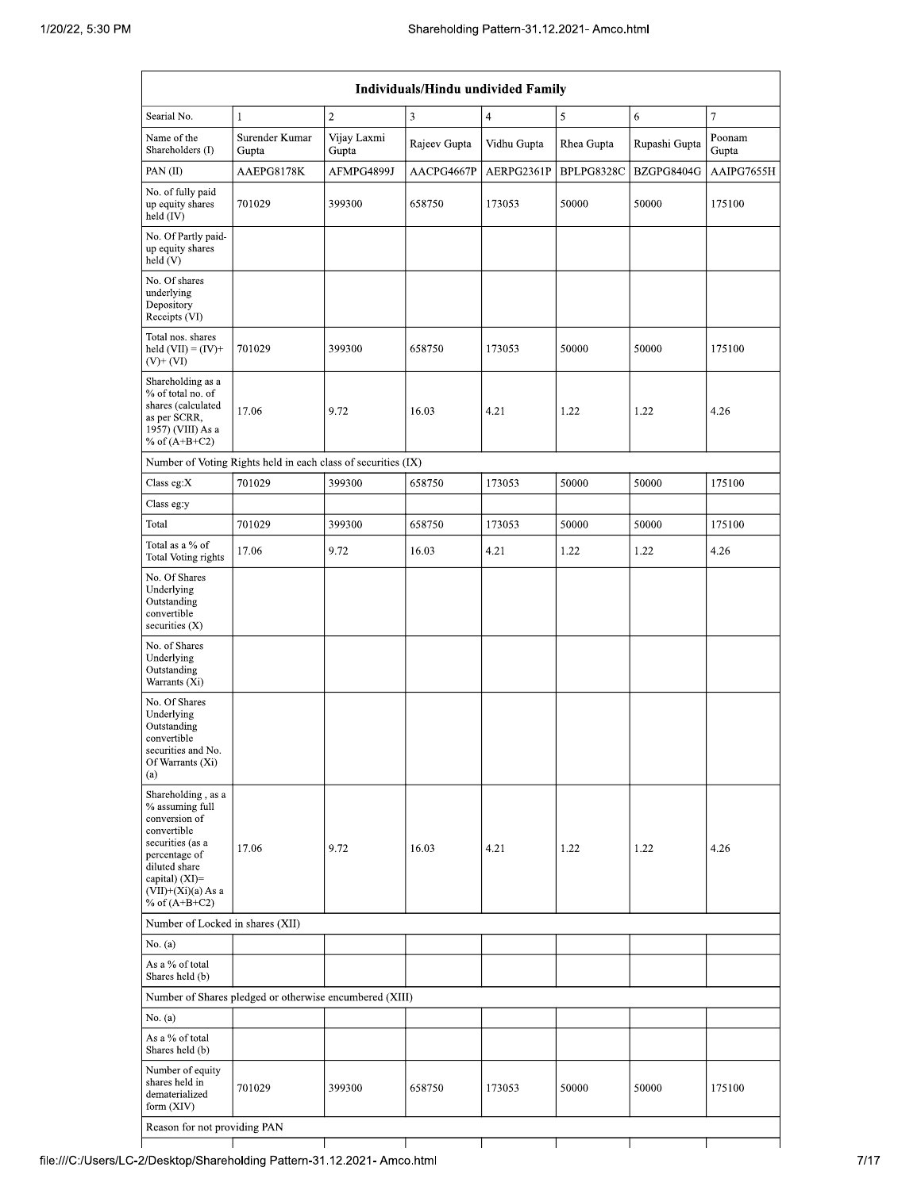| Individuals/Hindu undivided Family | | | | | | | |
|---|---|---|---|---|---|---|---|
| Searial No. | 1 | 2 | 3 | 4 | 5 | 6 | 7 |
| Name of the Shareholders (I) | Surender Kumar Gupta | Vijay Laxmi Gupta | Rajeev Gupta | Vidhu Gupta | Rhea Gupta | Rupashi Gupta | Poonam Gupta |
| PAN (II) | AAEPG8178K | AFMPG4899J | AACPG4667P | AERPG2361P | BPLPG8328C | BZGPG8404G | AAIPG7655H |
| No. of fully paid up equity shares held (IV) | 701029 | 399300 | 658750 | 173053 | 50000 | 50000 | 175100 |
| No. Of Partly paid-up equity shares held (V) | | | | | | | |
| No. Of shares underlying Depository Receipts (VI) | | | | | | | |
| Total nos. shares held (VII) = (IV)+ (V)+ (VI) | 701029 | 399300 | 658750 | 173053 | 50000 | 50000 | 175100 |
| Shareholding as a % of total no. of shares (calculated as per SCRR, 1957) (VIII) As a % of (A+B+C2) | 17.06 | 9.72 | 16.03 | 4.21 | 1.22 | 1.22 | 4.26 |
| Number of Voting Rights held in each class of securities (IX) | | | | | | | |
| Class eg:X | 701029 | 399300 | 658750 | 173053 | 50000 | 50000 | 175100 |
| Class eg:y | | | | | | | |
| Total | 701029 | 399300 | 658750 | 173053 | 50000 | 50000 | 175100 |
| Total as a % of Total Voting rights | 17.06 | 9.72 | 16.03 | 4.21 | 1.22 | 1.22 | 4.26 |
| No. Of Shares Underlying Outstanding convertible securities (X) | | | | | | | |
| No. of Shares Underlying Outstanding Warrants (Xi) | | | | | | | |
| No. Of Shares Underlying Outstanding convertible securities and No. Of Warrants (Xi) (a) | | | | | | | |
| Shareholding , as a % assuming full conversion of convertible securities (as a percentage of diluted share capital) (XI)= (VII)+(Xi)(a) As a % of (A+B+C2) | 17.06 | 9.72 | 16.03 | 4.21 | 1.22 | 1.22 | 4.26 |
| Number of Locked in shares (XII) | | | | | | | |
| No. (a) | | | | | | | |
| As a % of total Shares held (b) | | | | | | | |
| Number of Shares pledged or otherwise encumbered (XIII) | | | | | | | |
| No. (a) | | | | | | | |
| As a % of total Shares held (b) | | | | | | | |
| Number of equity shares held in dematerialized form (XIV) | 701029 | 399300 | 658750 | 173053 | 50000 | 50000 | 175100 |
| Reason for not providing PAN | | | | | | | |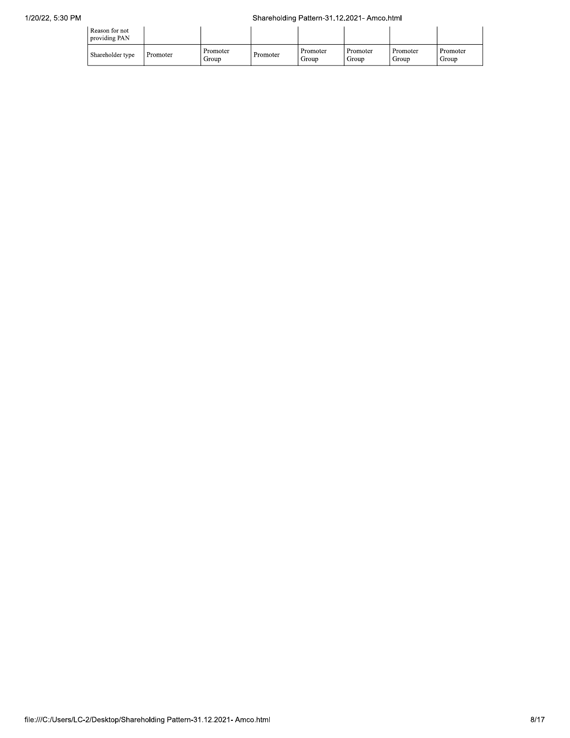| Reason for not providing PAN | | | | | | | |
|---|---|---|---|---|---|---|---|
| Shareholder type | Promoter | Promoter Group | Promoter | Promoter Group | Promoter Group | Promoter Group | Promoter Group |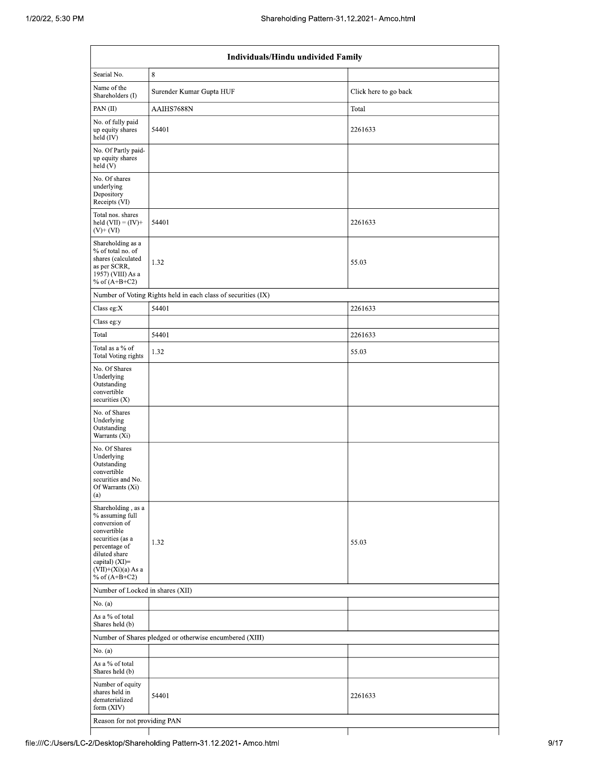| Individuals/Hindu undivided Family | | |
|---|---|---|
| Searial No. | 8 | |
| Name of the Shareholders (I) | Surender Kumar Gupta HUF | Click here to go back |
| PAN (II) | AAIHS7688N | Total |
| No. of fully paid up equity shares held (IV) | 54401 | 2261633 |
| No. Of Partly paid-up equity shares held (V) | | |
| No. Of shares underlying Depository Receipts (VI) | | |
| Total nos. shares held (VII) = (IV)+ (V)+ (VI) | 54401 | 2261633 |
| Shareholding as a % of total no. of shares (calculated as per SCRR, 1957) (VIII) As a % of (A+B+C2) | 1.32 | 55.03 |
| Number of Voting Rights held in each class of securities (IX) | | |
| Class eg:X | 54401 | 2261633 |
| Class eg:y | | |
| Total | 54401 | 2261633 |
| Total as a % of Total Voting rights | 1.32 | 55.03 |
| No. Of Shares Underlying Outstanding convertible securities (X) | | |
| No. of Shares Underlying Outstanding Warrants (Xi) | | |
| No. Of Shares Underlying Outstanding convertible securities and No. Of Warrants (Xi) (a) | | |
| Shareholding , as a % assuming full conversion of convertible securities (as a percentage of diluted share capital) (XI)= (VII)+(Xi)(a) As a % of (A+B+C2) | 1.32 | 55.03 |
| Number of Locked in shares (XII) | | |
| No. (a) | | |
| As a % of total Shares held (b) | | |
| Number of Shares pledged or otherwise encumbered (XIII) | | |
| No. (a) | | |
| As a % of total Shares held (b) | | |
| Number of equity shares held in dematerialized form (XIV) | 54401 | 2261633 |
| Reason for not providing PAN | | |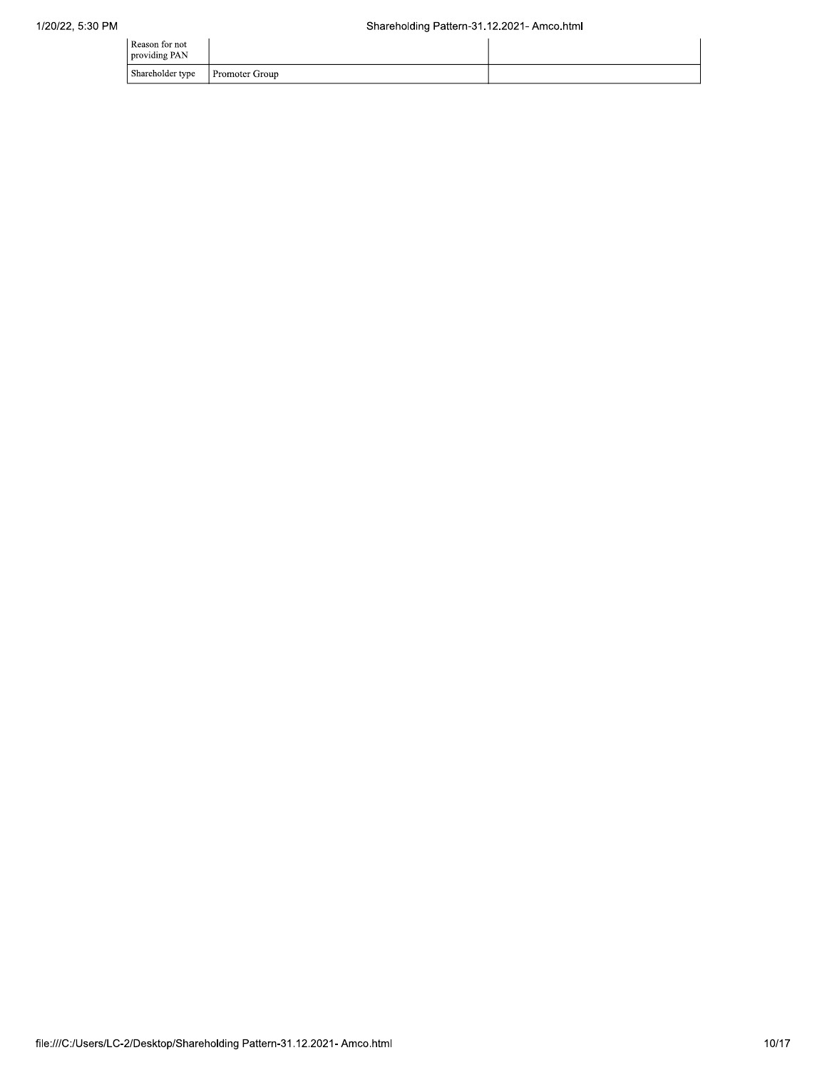| | | |
|---|---|---|
| Reason for not providing PAN | | |
| Shareholder type | Promoter Group | |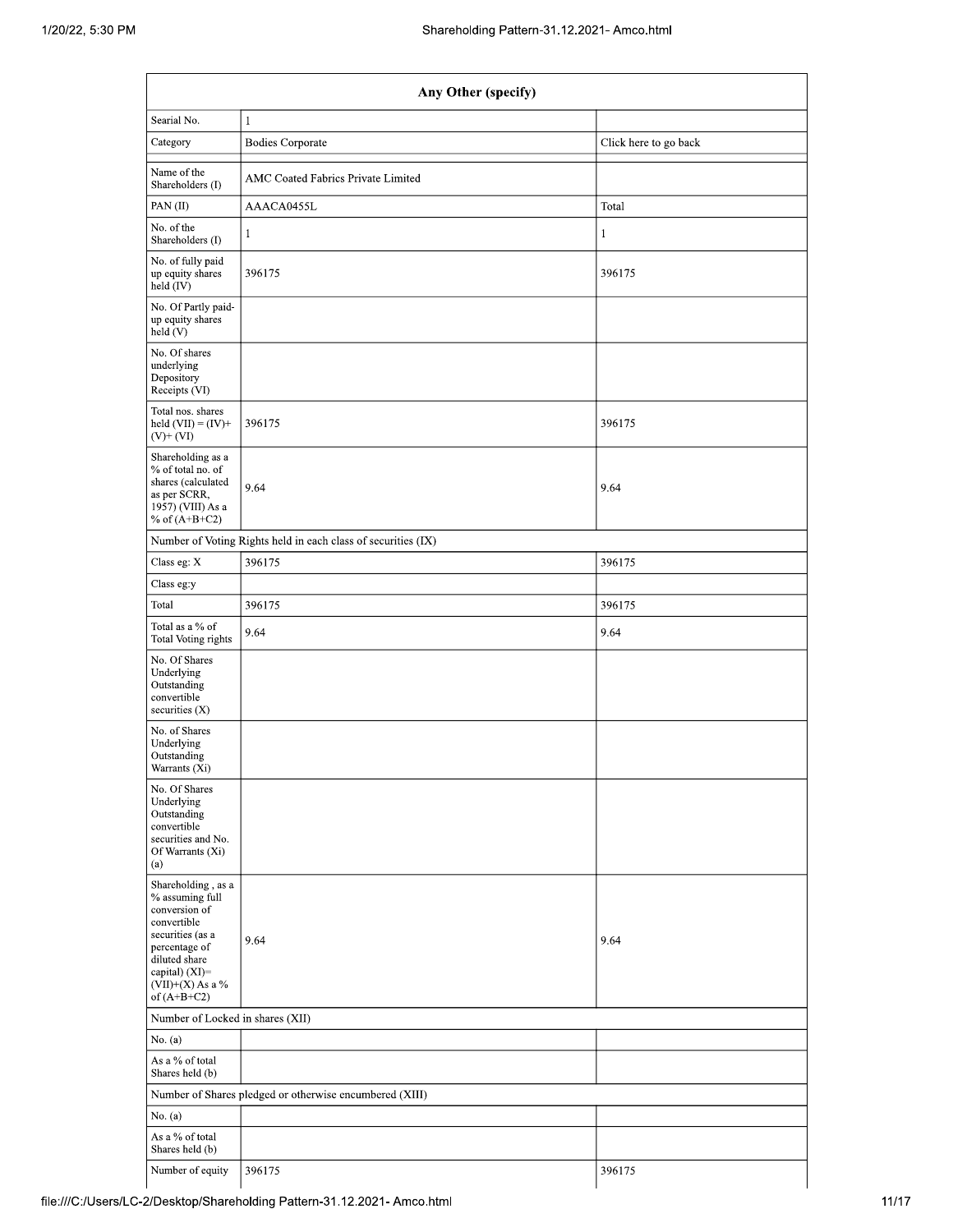| Any Other (specify) | | |
|---|---|---|
| Searial No. | 1 | |
| Category | Bodies Corporate | Click here to go back |
| Name of the Shareholders (I) | AMC Coated Fabrics Private Limited | |
| PAN (II) | AAACA0455L | Total |
| No. of the Shareholders (I) | 1 | 1 |
| No. of fully paid up equity shares held (IV) | 396175 | 396175 |
| No. Of Partly paid-up equity shares held (V) | | |
| No. Of shares underlying Depository Receipts (VI) | | |
| Total nos. shares held (VII) = (IV)+(V)+ (VI) | 396175 | 396175 |
| Shareholding as a % of total no. of shares (calculated as per SCRR, 1957) (VIII) As a % of (A+B+C2) | 9.64 | 9.64 |
| Number of Voting Rights held in each class of securities (IX) | | |
| Class eg: X | 396175 | 396175 |
| Class eg:y | | |
| Total | 396175 | 396175 |
| Total as a % of Total Voting rights | 9.64 | 9.64 |
| No. Of Shares Underlying Outstanding convertible securities (X) | | |
| No. of Shares Underlying Outstanding Warrants (Xi) | | |
| No. Of Shares Underlying Outstanding convertible securities and No. Of Warrants (Xi) (a) | | |
| Shareholding , as a % assuming full conversion of convertible securities (as a percentage of diluted share capital) (XI)= (VII)+(X) As a % of (A+B+C2) | 9.64 | 9.64 |
| Number of Locked in shares (XII) | | |
| No. (a) | | |
| As a % of total Shares held (b) | | |
| Number of Shares pledged or otherwise encumbered (XIII) | | |
| No. (a) | | |
| As a % of total Shares held (b) | | |
| Number of equity | 396175 | 396175 |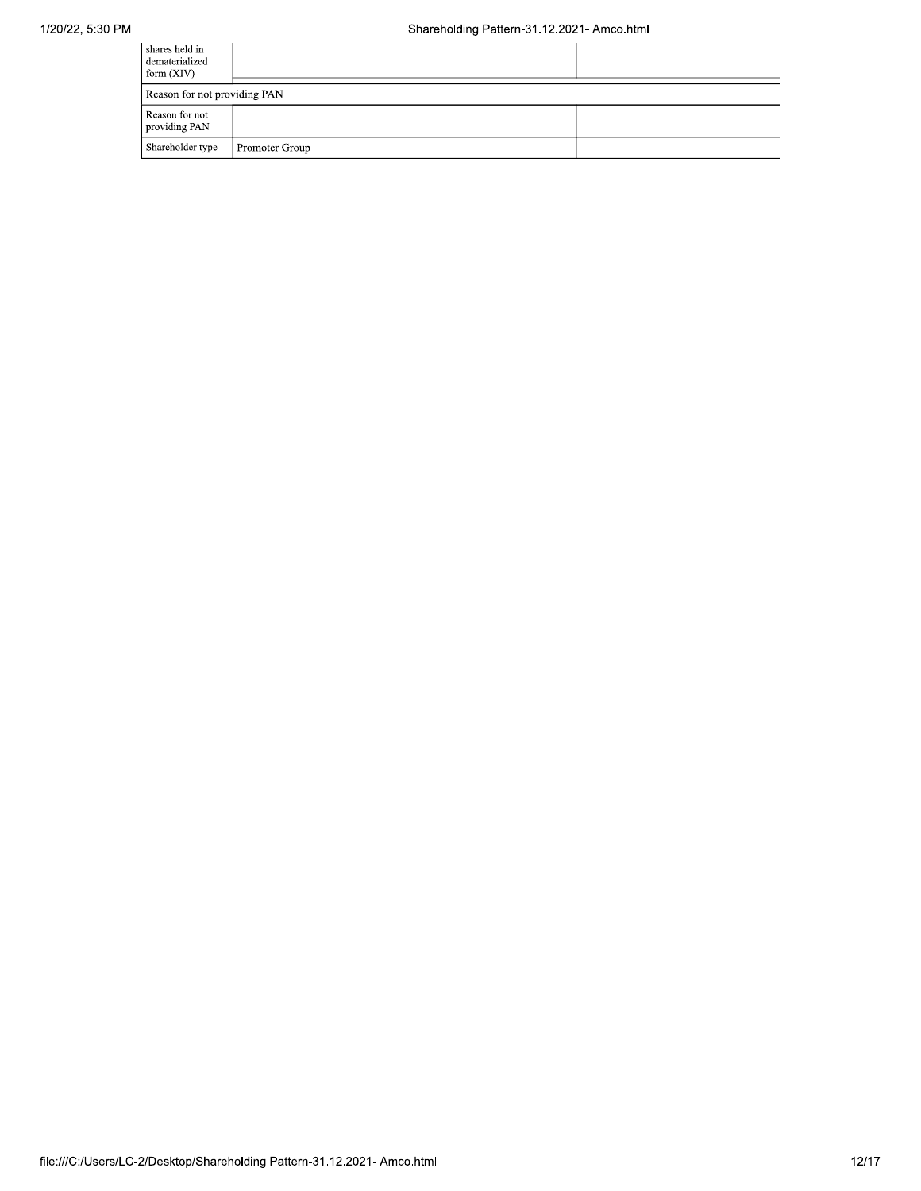| shares held in dematerialized form (XIV) | | |
|---|---|---|
| Reason for not providing PAN | | |
| Reason for not providing PAN | | |
| Shareholder type | Promoter Group | |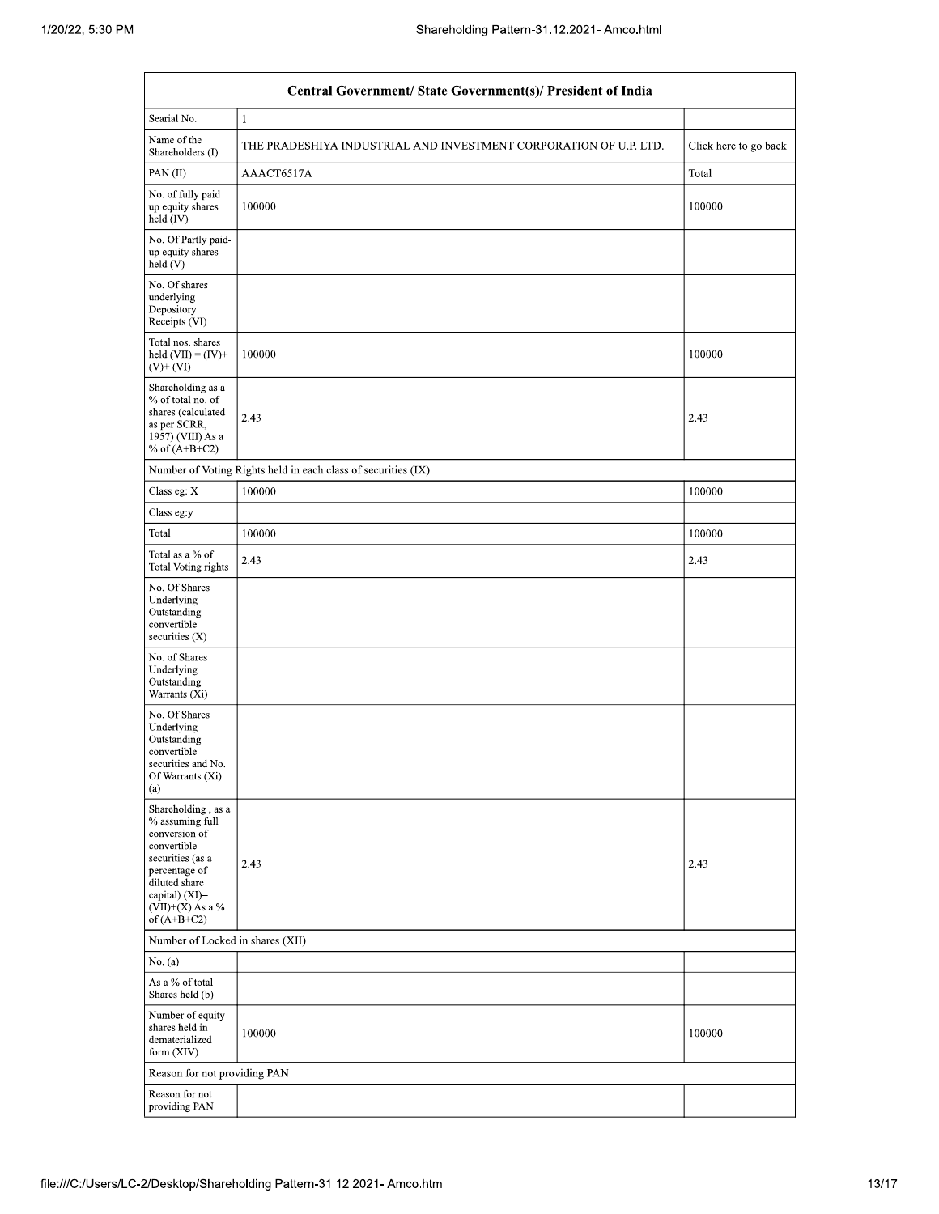| Central Government/ State Government(s)/ President of India | | |
|---|---|---|
| Searial No. | 1 | |
| Name of the Shareholders (I) | THE PRADESHIYA INDUSTRIAL AND INVESTMENT CORPORATION OF U.P. LTD. | Click here to go back |
| PAN (II) | AAACT6517A | Total |
| No. of fully paid up equity shares held (IV) | 100000 | 100000 |
| No. Of Partly paid-up equity shares held (V) | | |
| No. Of shares underlying Depository Receipts (VI) | | |
| Total nos. shares held (VII) = (IV)+ (V)+ (VI) | 100000 | 100000 |
| Shareholding as a % of total no. of shares (calculated as per SCRR, 1957) (VIII) As a % of (A+B+C2) | 2.43 | 2.43 |
| Number of Voting Rights held in each class of securities (IX) | | |
| Class eg: X | 100000 | 100000 |
| Class eg:y | | |
| Total | 100000 | 100000 |
| Total as a % of Total Voting rights | 2.43 | 2.43 |
| No. Of Shares Underlying Outstanding convertible securities (X) | | |
| No. of Shares Underlying Outstanding Warrants (Xi) | | |
| No. Of Shares Underlying Outstanding convertible securities and No. Of Warrants (Xi) (a) | | |
| Shareholding , as a % assuming full conversion of convertible securities (as a percentage of diluted share capital) (XI)= (VII)+(X) As a % of (A+B+C2) | 2.43 | 2.43 |
| Number of Locked in shares (XII) | | |
| No. (a) | | |
| As a % of total Shares held (b) | | |
| Number of equity shares held in dematerialized form (XIV) | 100000 | 100000 |
| Reason for not providing PAN | | |
| Reason for not providing PAN | | |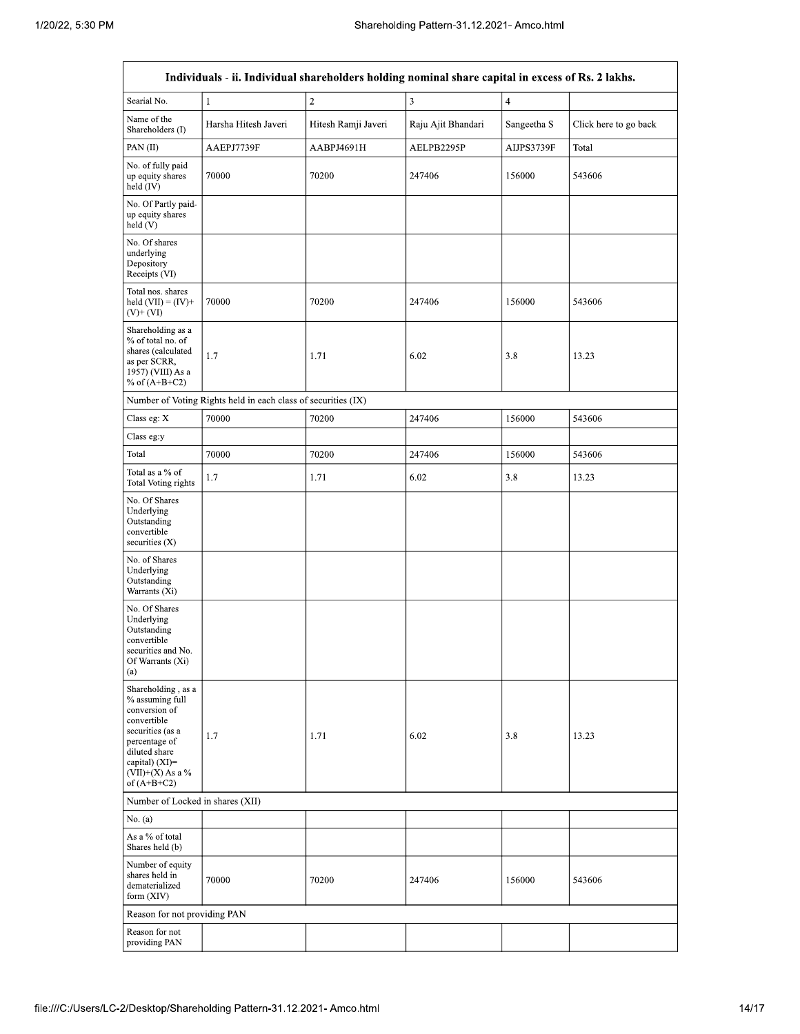| Individuals - ii. Individual shareholders holding nominal share capital in excess of Rs. 2 lakhs. | | | | | |
|---|---|---|---|---|---|
| Searial No. | 1 | 2 | 3 | 4 | |
| Name of the Shareholders (I) | Harsha Hitesh Javeri | Hitesh Ramji Javeri | Raju Ajit Bhandari | Sangeetha S | Click here to go back |
| PAN (II) | AAEPJ7739F | AABPJ4691H | AELPB2295P | AIJPS3739F | Total |
| No. of fully paid up equity shares held (IV) | 70000 | 70200 | 247406 | 156000 | 543606 |
| No. Of Partly paid-up equity shares held (V) | | | | | |
| No. Of shares underlying Depository Receipts (VI) | | | | | |
| Total nos. shares held (VII) = (IV)+(V)+ (VI) | 70000 | 70200 | 247406 | 156000 | 543606 |
| Shareholding as a % of total no. of shares (calculated as per SCRR, 1957) (VIII) As a % of (A+B+C2) | 1.7 | 1.71 | 6.02 | 3.8 | 13.23 |
| Number of Voting Rights held in each class of securities (IX) | | | | | |
| Class eg: X | 70000 | 70200 | 247406 | 156000 | 543606 |
| Class eg:y | | | | | |
| Total | 70000 | 70200 | 247406 | 156000 | 543606 |
| Total as a % of Total Voting rights | 1.7 | 1.71 | 6.02 | 3.8 | 13.23 |
| No. Of Shares Underlying Outstanding convertible securities (X) | | | | | |
| No. of Shares Underlying Outstanding Warrants (Xi) | | | | | |
| No. Of Shares Underlying Outstanding convertible securities and No. Of Warrants (Xi) (a) | | | | | |
| Shareholding , as a % assuming full conversion of convertible securities (as a percentage of diluted share capital) (XI)= (VII)+(X) As a % of (A+B+C2) | 1.7 | 1.71 | 6.02 | 3.8 | 13.23 |
| Number of Locked in shares (XII) | | | | | |
| No. (a) | | | | | |
| As a % of total Shares held (b) | | | | | |
| Number of equity shares held in dematerialized form (XIV) | 70000 | 70200 | 247406 | 156000 | 543606 |
| Reason for not providing PAN | | | | | |
| Reason for not providing PAN | | | | | |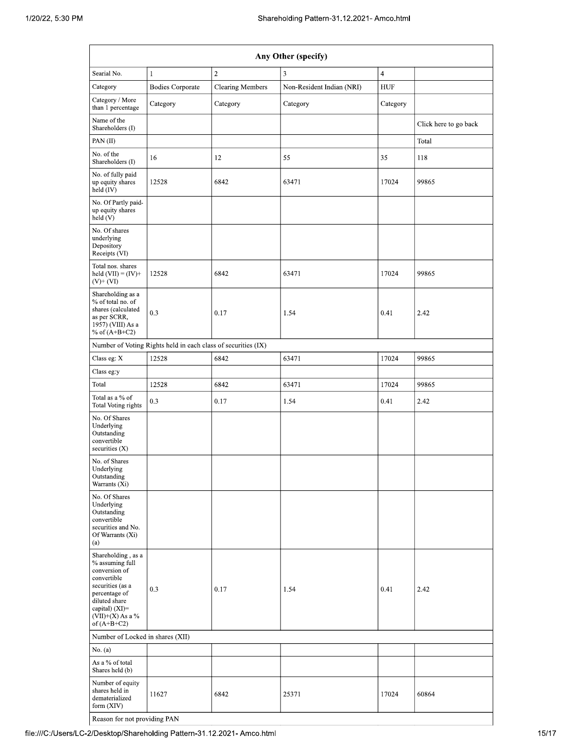| Any Other (specify) | | | | | |
|---|---|---|---|---|---|
| Searial No. | 1 | 2 | 3 | 4 | |
| Category | Bodies Corporate | Clearing Members | Non-Resident Indian (NRI) | HUF | |
| Category / More than 1 percentage | Category | Category | Category | Category | |
| Name of the Shareholders (I) | | | | | Click here to go back |
| PAN (II) | | | | | Total |
| No. of the Shareholders (I) | 16 | 12 | 55 | 35 | 118 |
| No. of fully paid up equity shares held (IV) | 12528 | 6842 | 63471 | 17024 | 99865 |
| No. Of Partly paid-up equity shares held (V) | | | | | |
| No. Of shares underlying Depository Receipts (VI) | | | | | |
| Total nos. shares held (VII) = (IV)+ (V)+ (VI) | 12528 | 6842 | 63471 | 17024 | 99865 |
| Shareholding as a % of total no. of shares (calculated as per SCRR, 1957) (VIII) As a % of (A+B+C2) | 0.3 | 0.17 | 1.54 | 0.41 | 2.42 |
| Number of Voting Rights held in each class of securities (IX) | | | | | |
| Class eg: X | 12528 | 6842 | 63471 | 17024 | 99865 |
| Class eg:y | | | | | |
| Total | 12528 | 6842 | 63471 | 17024 | 99865 |
| Total as a % of Total Voting rights | 0.3 | 0.17 | 1.54 | 0.41 | 2.42 |
| No. Of Shares Underlying Outstanding convertible securities (X) | | | | | |
| No. of Shares Underlying Outstanding Warrants (Xi) | | | | | |
| No. Of Shares Underlying Outstanding convertible securities and No. Of Warrants (Xi) (a) | | | | | |
| Shareholding , as a % assuming full conversion of convertible securities (as a percentage of diluted share capital) (XI)= (VII)+(X) As a % of (A+B+C2) | 0.3 | 0.17 | 1.54 | 0.41 | 2.42 |
| Number of Locked in shares (XII) | | | | | |
| No. (a) | | | | | |
| As a % of total Shares held (b) | | | | | |
| Number of equity shares held in dematerialized form (XIV) | 11627 | 6842 | 25371 | 17024 | 60864 |
| Reason for not providing PAN | | | | | |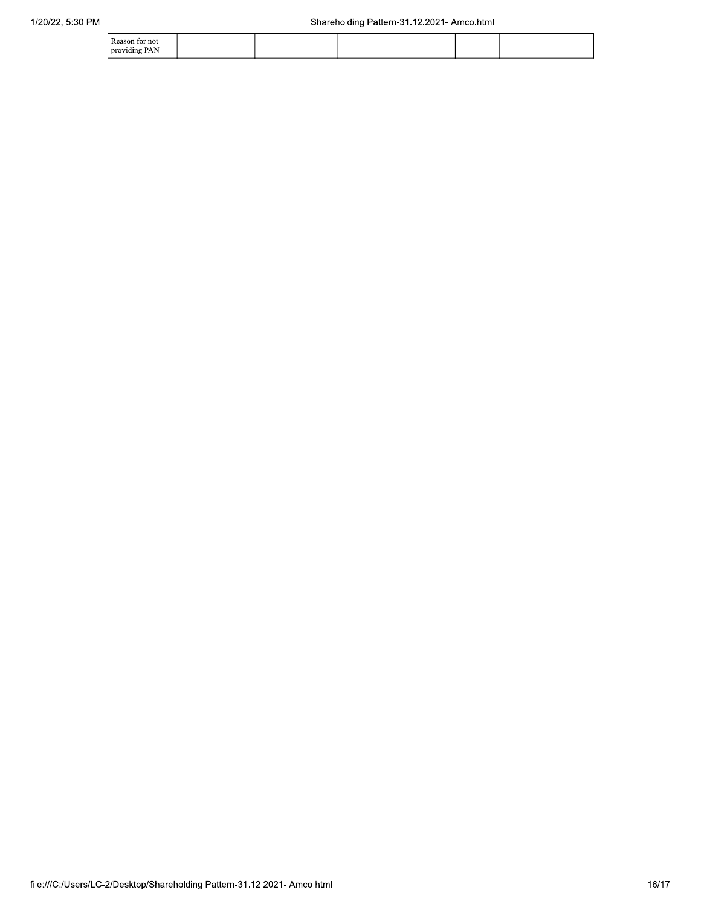| Reason for not providing PAN | | | | | |
|---|---|---|---|---|---|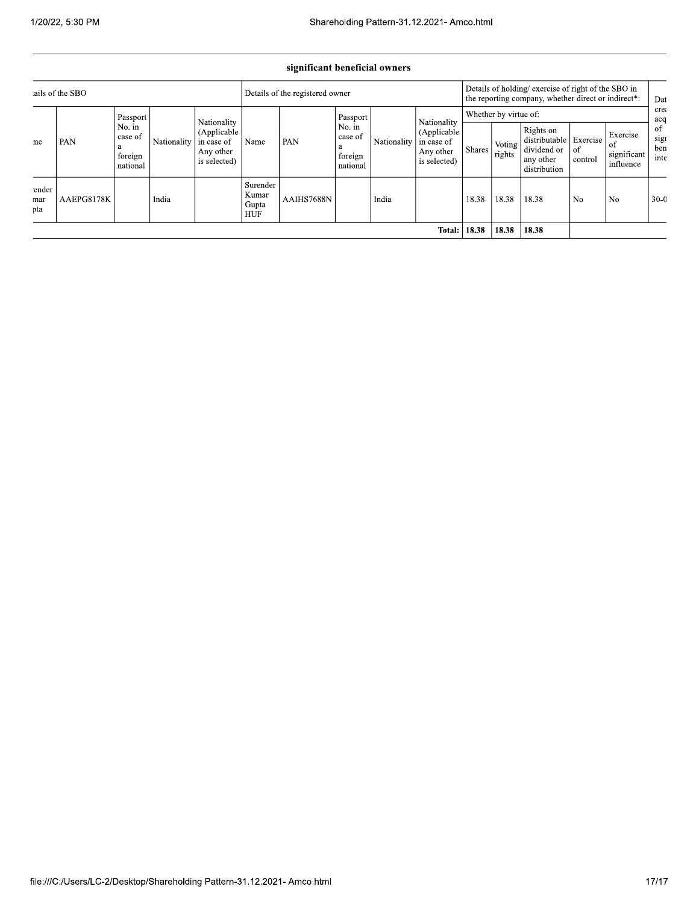## significant beneficial owners

| tails of the SBO | | | | | Details of the registered owner | | | | | Details of holding/ exercise of right of the SBO in the reporting company, whether direct or indirect*: | | | | | Dat crea acq of sign ben inte |
|---|---|---|---|---|---|---|---|---|---|---|---|---|---|---|---|
| | | | | | | | | | | Whether by virtue of: | | | | | |
| me | PAN | Passport No. in case of a foreign national | Nationality | Nationality (Applicable in case of Any other is selected) | Name | PAN | Passport No. in case of a foreign national | Nationality | Nationality (Applicable in case of Any other is selected) | Shares | Voting rights | Rights on distributable dividend or any other distribution | Exercise of control | Exercise of significant influence | |
| ender mar pta | AAEPG8178K | | India | | Surender Kumar Gupta HUF | AAIHS7688N | | India | | 18.38 | 18.38 | 18.38 | No | No | 30-0 |
| | | | | | | | | | **Total:** | **18.38** | **18.38** | **18.38** | | | |